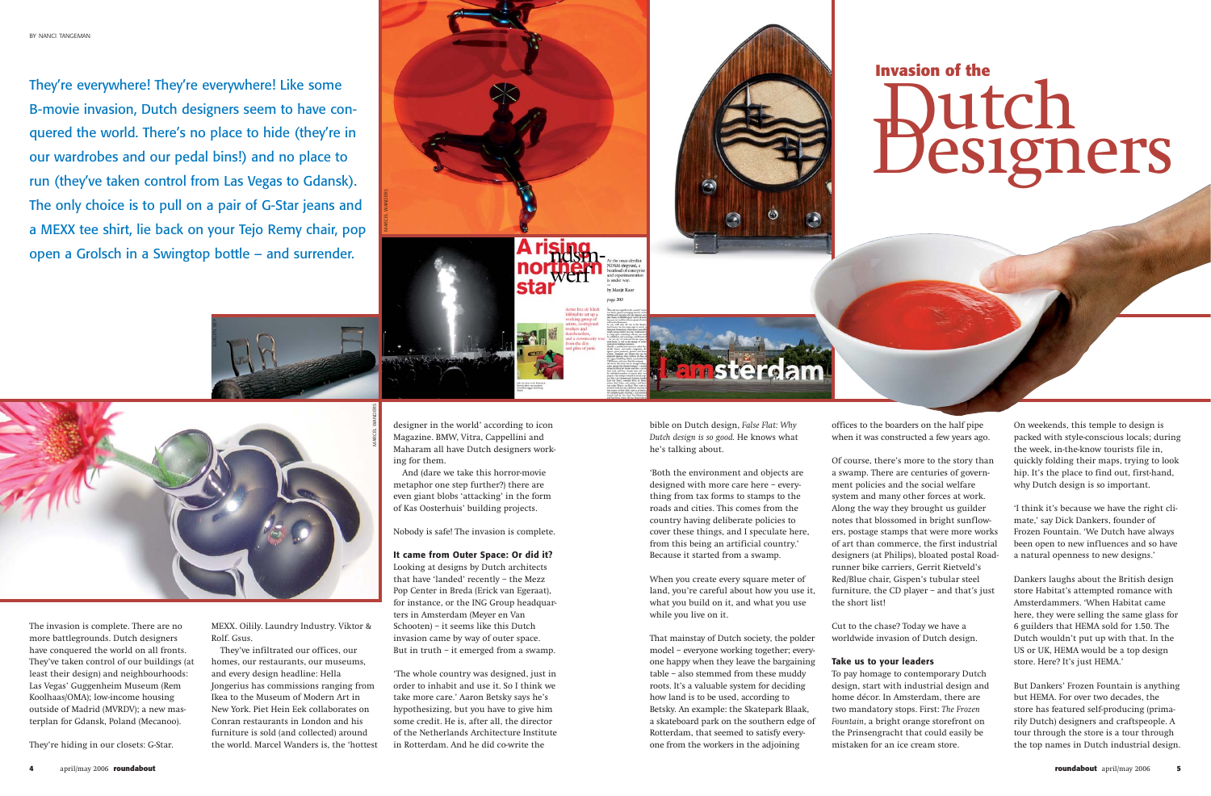BY NANCI TANGEMAN

# Invasion of the Dutch Designers

They're everywhere! They're everywhere! Like some B-movie invasion, Dutch designers seem to have conquered the world. There's no place to hide (they're in our wardrobes and our pedal bins!) and no place to run (they've taken control from Las Vegas to Gdansk). The only choice is to pull on a pair of G-Star jeans and a MEXX tee shirt, lie back on your Tejo Remy chair, pop open a Grolsch in a Swingtop bottle – and surrender.

The invasion is complete. There are no more battlegrounds. Dutch designers have conquered the world on all fronts. They've taken control of our buildings (at least their design) and neighbourhoods: Las Vegas' Guggenheim Museum (Rem Koolhaas/OMA); low-income housing outside of Madrid (MVRDV); a new masterplan for Gdansk, Poland (Mecanoo).

They're hiding in our closets: G-Star. MEXX. Oilily. Laundry Industry. Viktor & Rolf. Gsus.

They've infiltrated our offices, our homes, our restaurants, our museums, and every design headline: Hella Jongerius has commissions ranging from Ikea to the Museum of Modern Art in New York. Piet Hein Eek collaborates on Conran restaurants in London and his furniture is sold (and collected) around the world. Marcel Wanders is, the 'hottest designer in the world' according to icon Magazine. BMW, Vitra, Cappellini and Maharam all have Dutch designers working for them.

And (dare we take this horror-movie metaphor one step further?) there are even giant blobs 'attacking' in the form of Kas Oosterhuis' building projects.

Nobody is safe! The invasion is complete.

### It came from Outer Space: Or did it?

Looking at designs by Dutch architects that have 'landed' recently – the Mezz Pop Center in Breda (Erick van Egeraat), for instance, or the ING Group headquarters in Amsterdam (Meyer en Van Schooten) – it seems like this Dutch invasion came by way of outer space. But in truth – it emerged from a swamp.

'The whole country was designed, just in order to inhabit and use it. So I think we take more care.' Aaron Betsky says he's hypothesizing, but you have to give him some credit. He is, after all, the director of the Netherlands Architecture Institute in Rotterdam. And he did co-write the bible on Dutch design, *False Flat: Why Dutch design is so good.* He knows what he's talking about.

'Both the environment and objects are designed with more care here – everything from tax forms to stamps to the roads and cities. This comes from the country having deliberate policies to cover these things, and I speculate here, from this being an artificial country.' Because it started from a swamp.

When you create every square meter of land, you're careful about how you use it, what you build on it, and what you use while you live on it.

That mainstay of Dutch society, the polder model – everyone working together; everyone happy when they leave the bargaining table – also stemmed from these muddy roots. It's a valuable system for deciding how land is to be used, according to Betsky. An example: the Skatepark Blaak, a skateboard park on the southern edge of Rotterdam, that seemed to satisfy everyone from the workers in the adjoining offices to the boarders on the half pipe when it was constructed a few years ago.

Of course, there's more to the story than a swamp. There are centuries of government policies and the social welfare system and many other forces at work. Along the way they brought us guilder notes that blossomed in bright sunflowers, postage stamps that were more works of art than commerce, the first industrial designers (at Philips), bloated postal Roadrunner bike carriers, Gerrit Rietveld's Red/Blue chair, Gispen's tubular steel furniture, the CD player – and that's just the short list!

Cut to the chase? Today we have a worldwide invasion of Dutch design.

### Take us to your leaders

To pay homage to contemporary Dutch design, start with industrial design and home décor. In Amsterdam, there are two mandatory stops. First: *The Frozen Fountain*, a bright orange storefront on the Prinsengracht that could easily be mistaken for an ice cream store.

On weekends, this temple to design is packed with style-conscious locals; during the week, in-the-know tourists file in, quickly folding their maps, trying to look hip. It's the place to find out, first-hand, why Dutch design is so important.

'I think it's because we have the right climate,' say Dick Dankers, founder of Frozen Fountain. 'We Dutch have always been open to new influences and so have a natural openness to new designs.'

Dankers laughs about the British design store Habitat's attempted romance with Amsterdammers. 'When Habitat came here, they were selling the same glass for 6 guilders that HEMA sold for 1.50. The Dutch wouldn't put up with that. In the US or UK, HEMA would be a top design store. Here? It's just HEMA.'

But Dankers' Frozen Fountain is anything but HEMA. For over two decades, the store has featured self-producing (primarily Dutch) designers and craftspeople. A tour through the store is a tour through the top names in Dutch industrial design.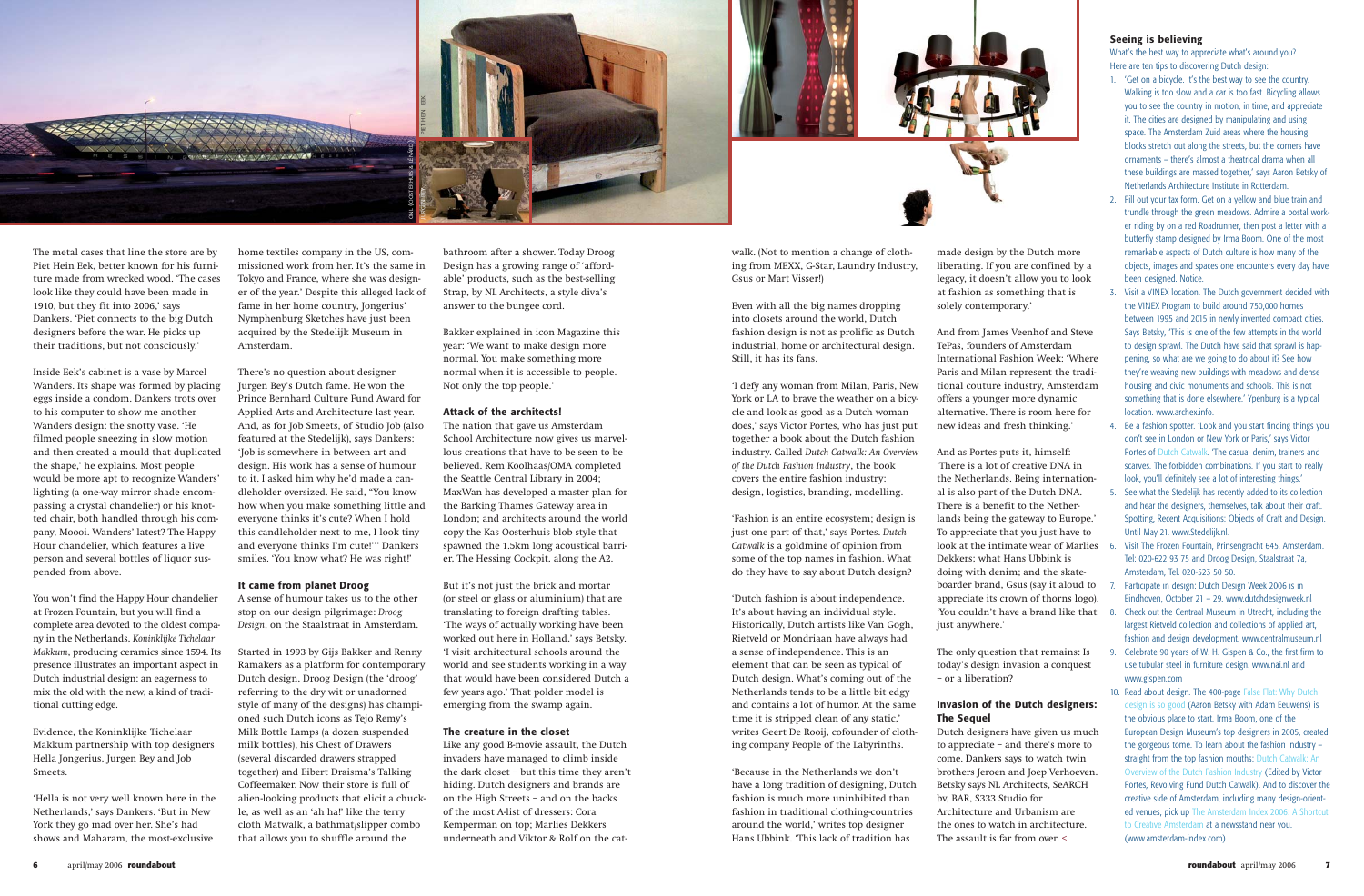The metal cases that line the store are by Piet Hein Eek, better known for his furniture made from wrecked wood. 'The cases look like they could have been made in 1910, but they fit into 2006,' says Dankers. 'Piet connects to the big Dutch designers before the war. He picks up their traditions, but not consciously.'

Inside Eek's cabinet is a vase by Marcel Wanders. Its shape was formed by placing eggs inside a condom. Dankers trots over to his computer to show me another Wanders design: the snotty vase. 'He filmed people sneezing in slow motion and then created a mould that duplicated the shape,' he explains. Most people would be more apt to recognize Wanders' lighting (a one-way mirror shade encompassing a crystal chandelier) or his knotted chair, both handled through his company, Moooi. Wanders' latest? The Happy Hour chandelier, which features a live person and several bottles of liquor suspended from above.

You won't find the Happy Hour chandelier at Frozen Fountain, but you will find a complete area devoted to the oldest company in the Netherlands, *Koninklijke Tichelaar Makkum*, producing ceramics since 1594. Its presence illustrates an important aspect in Dutch industrial design: an eagerness to mix the old with the new, a kind of traditional cutting edge.

Evidence, the Koninklijke Tichelaar Makkum partnership with top designers Hella Jongerius, Jurgen Bey and Job Smeets.

'Hella is not very well known here in the Netherlands,' says Dankers. 'But in New York they go mad over her. She's had shows and Maharam, the most-exclusive home textiles company in the US, commissioned work from her. It's the same in Tokyo and France, where she was designer of the year.' Despite this alleged lack of fame in her home country, Jongerius' Nymphenburg Sketches have just been acquired by the Stedelijk Museum in Amsterdam.

There's no question about designer Jurgen Bey's Dutch fame. He won the Prince Bernhard Culture Fund Award for Applied Arts and Architecture last year. And, as for Job Smeets, of Studio Job (also featured at the Stedelijk), says Dankers: 'Job is somewhere in between art and design. His work has a sense of humour to it. I asked him why he'd made a candleholder oversized. He said, "You know how when you make something little and everyone thinks it's cute? When I hold this candleholder next to me, I look tiny and everyone thinks I'm cute!"' Dankers smiles. 'You know what? He was right!'

### It came from planet Droog

A sense of humour takes us to the other stop on our design pilgrimage: *Droog Design*, on the Staalstraat in Amsterdam.

Started in 1993 by Gijs Bakker and Renny Ramakers as a platform for contemporary Dutch design, Droog Design (the 'droog' referring to the dry wit or unadorned style of many of the designs) has championed such Dutch icons as Tejo Remy's Milk Bottle Lamps (a dozen suspended milk bottles), his Chest of Drawers (several discarded drawers strapped together) and Eibert Draisma's Talking Coffeemaker. Now their store is full of alien-looking products that elicit a chuckle, as well as an 'ah ha!' like the terry cloth Matwalk, a bathmat/slipper combo that allows you to shuffle around the bathroom after a shower. Today Droog Design has a growing range of 'affordable' products, such as the best-selling Strap, by NL Architects, a style diva's answer to the bungee cord.

Bakker explained in icon Magazine this year: 'We want to make design more normal. You make something more normal when it is accessible to people. Not only the top people.'

### Attack of the architects!

The nation that gave us Amsterdam School Architecture now gives us marvellous creations that have to be seen to be believed. Rem Koolhaas/OMA completed the Seattle Central Library in 2004; MaxWan has developed a master plan for the Barking Thames Gateway area in London; and architects around the world copy the Kas Oosterhuis blob style that spawned the 1.5km long acoustical barrier, The Hessing Cockpit, along the A2.

But it's not just the brick and mortar (or steel or glass or aluminium) that are translating to foreign drafting tables. 'The ways of actually working have been worked out here in Holland,' says Betsky. 'I visit architectural schools around the world and see students working in a way that would have been considered Dutch a few years ago.' That polder model is emerging from the swamp again.

### The creature in the closet

Like any good B-movie assault, the Dutch invaders have managed to climb inside the dark closet – but this time they aren't hiding. Dutch designers and brands are on the High Streets – and on the backs of the most A-list of dressers: Cora Kemperman on top; Marlies Dekkers underneath and Viktor & Rolf on the catwalk. (Not to mention a change of clothing from MEXX, G-Star, Laundry Industry, Gsus or Mart Visser!)

Even with all the big names dropping into closets around the world, Dutch fashion design is not as prolific as Dutch industrial, home or architectural design. Still, it has its fans.

'I defy any woman from Milan, Paris, New York or LA to brave the weather on a bicycle and look as good as a Dutch woman does,' says Victor Portes, who has just put together a book about the Dutch fashion industry. Called *Dutch Catwalk: An Overview of the Dutch Fashion Industry*, the book covers the entire fashion industry: design, logistics, branding, modelling.

'Fashion is an entire ecosystem; design is just one part of that,' says Portes. *Dutch Catwalk* is a goldmine of opinion from some of the top names in fashion. What do they have to say about Dutch design?

'Dutch fashion is about independence. It's about having an individual style. Historically, Dutch artists like Van Gogh, Rietveld or Mondriaan have always had a sense of independence. This is an element that can be seen as typical of Dutch design. What's coming out of the Netherlands tends to be a little bit edgy and contains a lot of humor. At the same time it is stripped clean of any static,' writes Geert De Rooij, cofounder of clothing company People of the Labyrinths.

'Because in the Netherlands we don't have a long tradition of designing, Dutch fashion is much more uninhibited than fashion in traditional clothing-countries around the world,' writes top designer Hans Ubbink. 'This lack of tradition has made design by the Dutch more liberating. If you are confined by a legacy, it doesn't allow you to look at fashion as something that is solely contemporary.'

And from James Veenhof and Steve TePas, founders of Amsterdam International Fashion Week: 'Where Paris and Milan represent the traditional couture industry, Amsterdam offers a younger more dynamic alternative. There is room here for new ideas and fresh thinking.'

And as Portes puts it, himself: 'There is a lot of creative DNA in the Netherlands. Being international is also part of the Dutch DNA. There is a benefit to the Netherlands being the gateway to Europe.' To appreciate that you just have to look at the intimate wear of Marlies Dekkers; what Hans Ubbink is doing with denim; and the skateboarder brand, Gsus (say it aloud to appreciate its crown of thorns logo). 'You couldn't have a brand like that just anywhere.'

The only question that remains: Is today's design invasion a conquest – or a liberation?

### Invasion of the Dutch designers: The Sequel

Dutch designers have given us much to appreciate – and there's more to come. Dankers says to watch twin brothers Jeroen and Joep Verhoeven. Betsky says NL Architects, SeARCH bv, BAR, S333 Studio for Architecture and Urbanism are the ones to watch in architecture. The assault is far from over. <

### Seeing is believing

What's the best way to appreciate what's around you? Here are ten tips to discovering Dutch design:

1. 'Get on a bicycle. It's the best way to see the country. Walking is too slow and a car is too fast. Bicycling allows you to see the country in motion, in time, and appreciate it. The cities are designed by manipulating and using space. The Amsterdam Zuid areas where the housing blocks stretch out along the streets, but the corners have ornaments – there's almost a theatrical drama when all these buildings are massed together,' says Aaron Betsky of Netherlands Architecture Institute in Rotterdam.
2. Fill out your tax form. Get on a yellow and blue train and trundle through the green meadows. Admire a postal worker riding by on a red Roadrunner, then post a letter with a butterfly stamp designed by Irma Boom. One of the most remarkable aspects of Dutch culture is how many of the objects, images and spaces one encounters every day have been designed. Notice.
3. Visit a VINEX location. The Dutch government decided with the VINEX Program to build around 750,000 homes between 1995 and 2015 in newly invented compact cities. Says Betsky, 'This is one of the few attempts in the world to design sprawl. The Dutch have said that sprawl is happening, so what are we going to do about it? See how they're weaving new buildings with meadows and dense housing and civic monuments and schools. This is not something that is done elsewhere.' Ypenburg is a typical location. www.archex.info.
4. Be a fashion spotter. 'Look and you start finding things you don't see in London or New York or Paris,' says Victor Portes of Dutch Catwalk. 'The casual denim, trainers and scarves. The forbidden combinations. If you start to really look, you'll definitely see a lot of interesting things.'
5. See what the Stedelijk has recently added to its collection and hear the designers, themselves, talk about their craft. Spotting, Recent Acquisitions: Objects of Craft and Design. Until May 21. www.Stedelijk.nl.
6. Visit The Frozen Fountain, Prinsengracht 645, Amsterdam. Tel: 020-622 93 75 and Droog Design, Staalstraat 7a, Amsterdam, Tel. 020-523 50 50.
7. Participate in design: Dutch Design Week 2006 is in Eindhoven, October 21 – 29. www.dutchdesignweek.nl
8. Check out the Centraal Museum in Utrecht, including the largest Rietveld collection and collections of applied art, fashion and design development. www.centralmuseum.nl
9. Celebrate 90 years of W. H. Gispen & Co., the first firm to use tubular steel in furniture design. www.nai.nl and www.gispen.com
10. Read about design. The 400-page False Flat: Why Dutch design is so good (Aaron Betsky with Adam Eeuwens) is the obvious place to start. Irma Boom, one of the European Design Museum's top designers in 2005, created the gorgeous tome. To learn about the fashion industry – straight from the top fashion mouths: Dutch Catwalk: An Overview of the Dutch Fashion Industry (Edited by Victor Portes, Revolving Fund Dutch Catwalk). And to discover the creative side of Amsterdam, including many design-oriented venues, pick up The Amsterdam Index 2006: A Shortcut to Creative Amsterdam at a newsstand near you. (www.amsterdam-index.com).